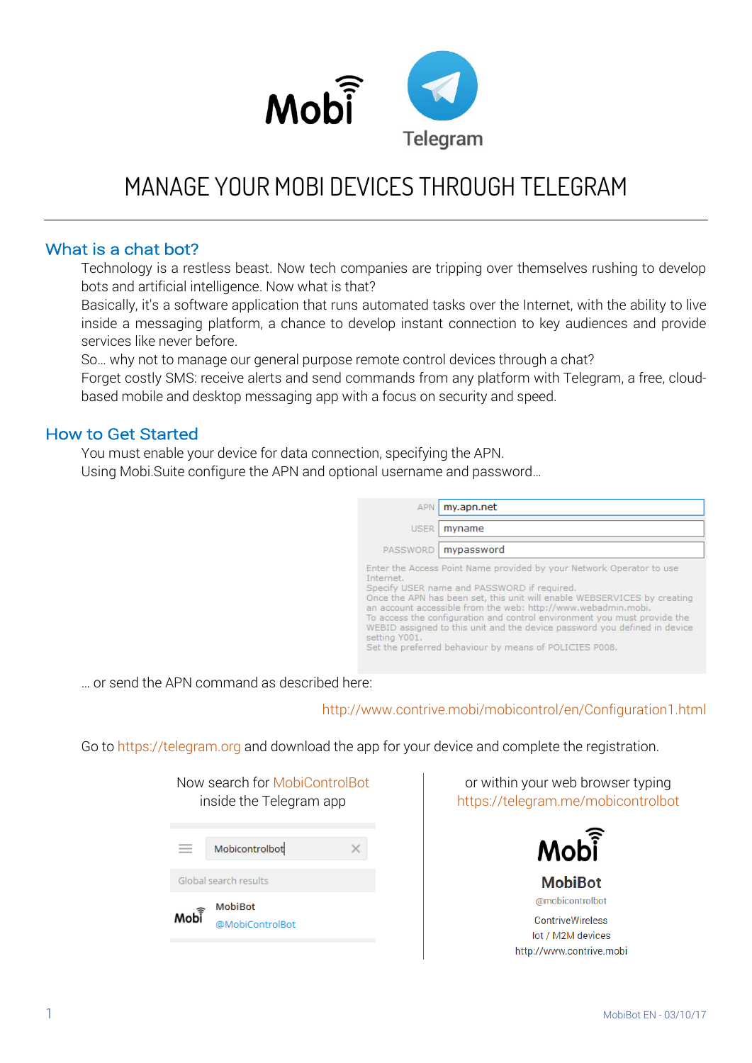# MANAGE YOUR MOBI DEVICES THROUGH TELEGRAM

## What is a chat bot?

Technology is a restless beast. Now tech companies are tripping over themselves rushing to develop bots and artificial intelligence. Now what is that?

Basically, it's a software application that runs automated tasks over the Internet, with the ability to live inside a messaging platform, a chance to develop instant connection to key audiences and provide services like never before.

So… why not to manage our general purpose remote control devices through a chat?

Forget costly SMS: receive alerts and send commands from any platform with Telegram, a free, cloud-based mobile and desktop messaging app with a focus on security and speed.

## How to Get Started

You must enable your device for data connection, specifying the APN.

Using Mobi.Suite configure the APN and optional username and password…

| | |
|---|---|
| APN | my.apn.net |
| USER | myname |
| PASSWORD | mypassword |

Enter the Access Point Name provided by your Network Operator to use Internet.
Specify USER name and PASSWORD if required.
Once the APN has been set, this unit will enable WEBSERVICES by creating an account accessible from the web: http://www.webadmin.mobi.
To access the configuration and control environment you must provide the WEBID assigned to this unit and the device password you defined in device setting Y001.
Set the preferred behaviour by means of POLICIES P008.

… or send the APN command as described here:

http://www.contrive.mobi/mobicontrol/en/Configuration1.html

Go to https://telegram.org and download the app for your device and complete the registration.

Now search for MobiControlBot inside the Telegram app

Mobicontrolbot

Global search results

MobiBot
@MobiControlBot

or within your web browser typing https://telegram.me/mobicontrolbot

MobiBot
@mobicontrolbot
ContriveWireless
Iot / M2M devices
http://www.contrive.mobi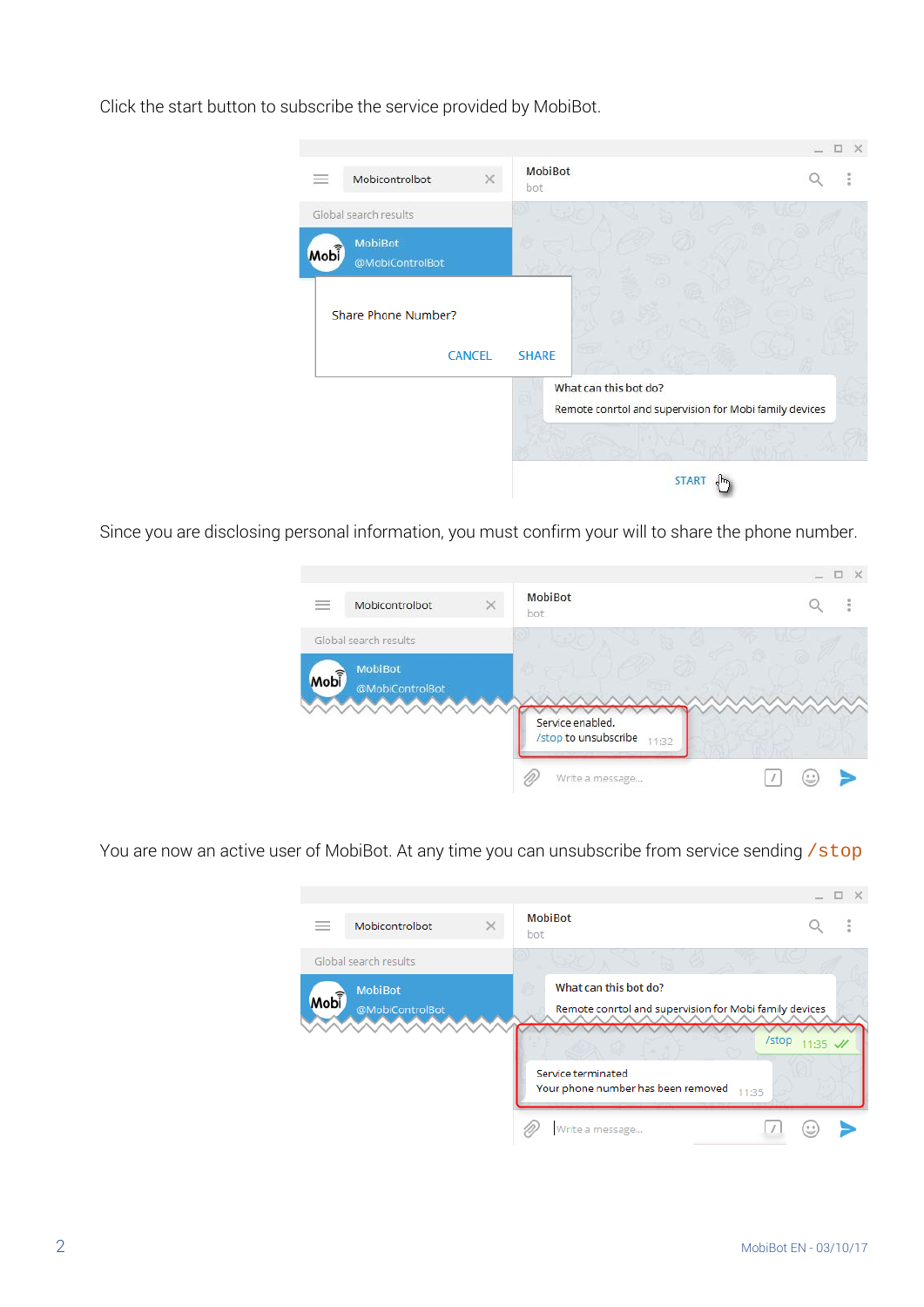Click the start button to subscribe the service provided by MobiBot.

Since you are disclosing personal information, you must confirm your will to share the phone number.

You are now an active user of MobiBot. At any time you can unsubscribe from service sending `/stop`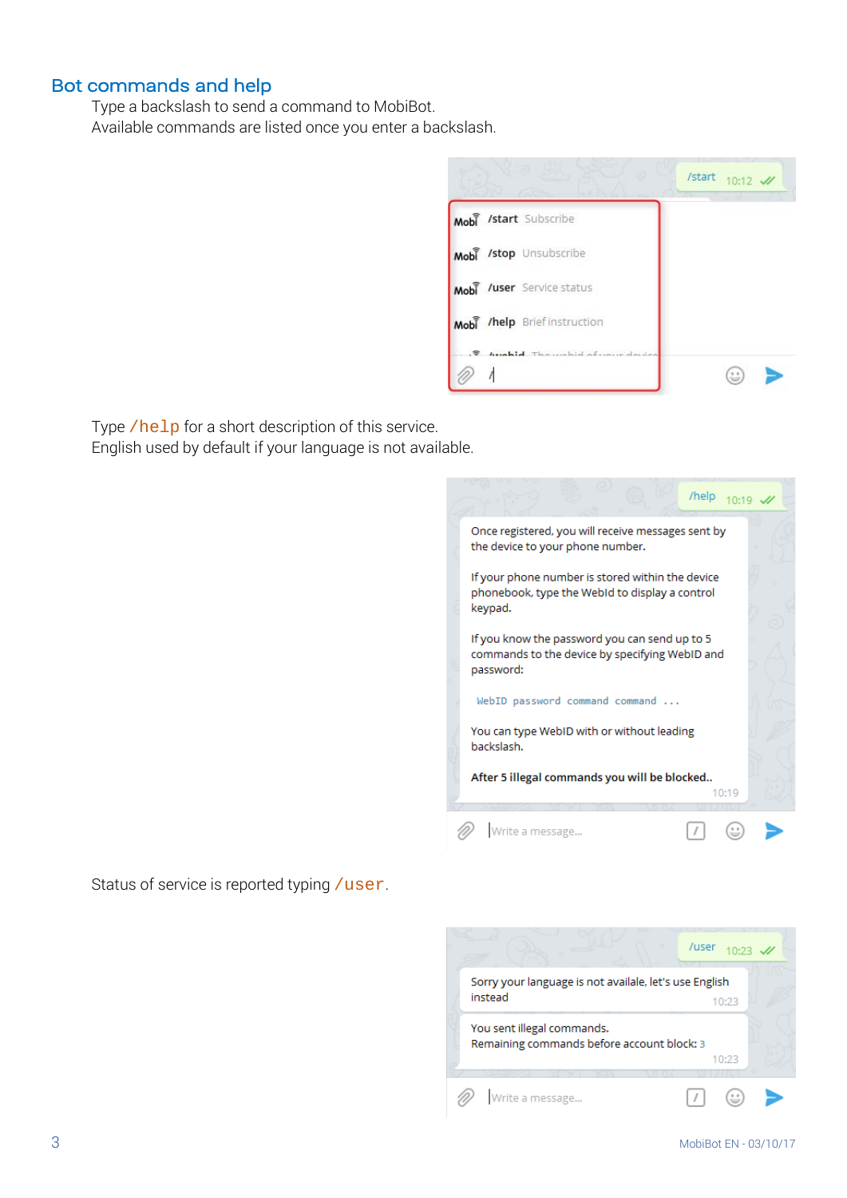## Bot commands and help

Type a backslash to send a command to MobiBot.
Available commands are listed once you enter a backslash.

Type `/help` for a short description of this service.
English used by default if your language is not available.

Status of service is reported typing `/user`.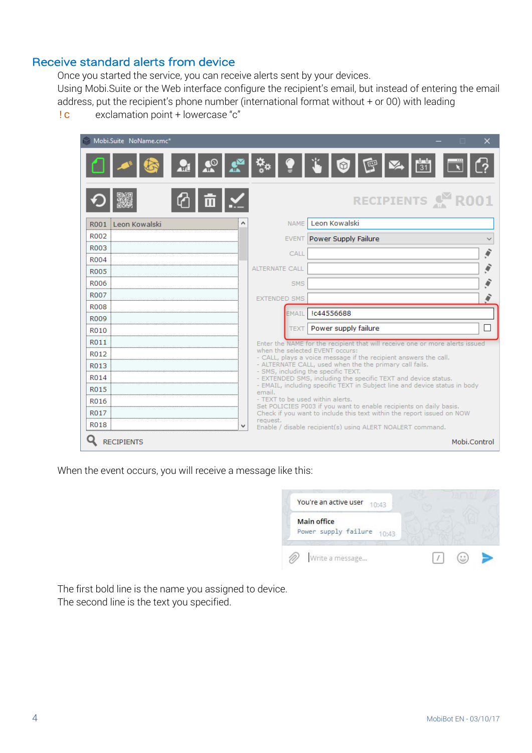## Receive standard alerts from device

Once you started the service, you can receive alerts sent by your devices.

Using Mobi.Suite or the Web interface configure the recipient's email, but instead of entering the email address, put the recipient's phone number (international format without + or 00) with leading

!c exclamation point + lowercase "c"

When the event occurs, you will receive a message like this:

The first bold line is the name you assigned to device.

The second line is the text you specified.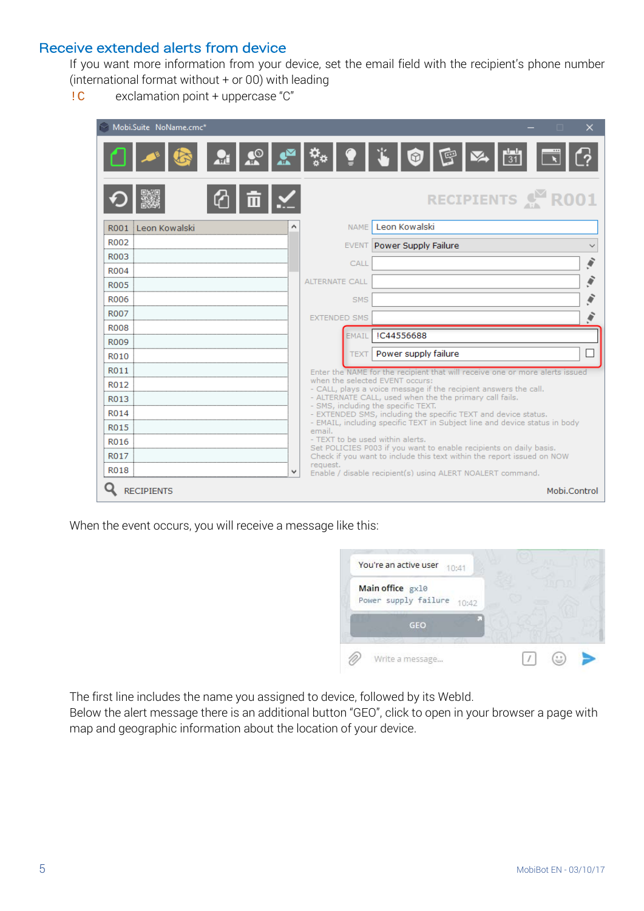## Receive extended alerts from device

If you want more information from your device, set the email field with the recipient's phone number (international format without + or 00) with leading

!C        exclamation point + uppercase "C"

When the event occurs, you will receive a message like this:

The first line includes the name you assigned to device, followed by its WebId.

Below the alert message there is an additional button "GEO", click to open in your browser a page with map and geographic information about the location of your device.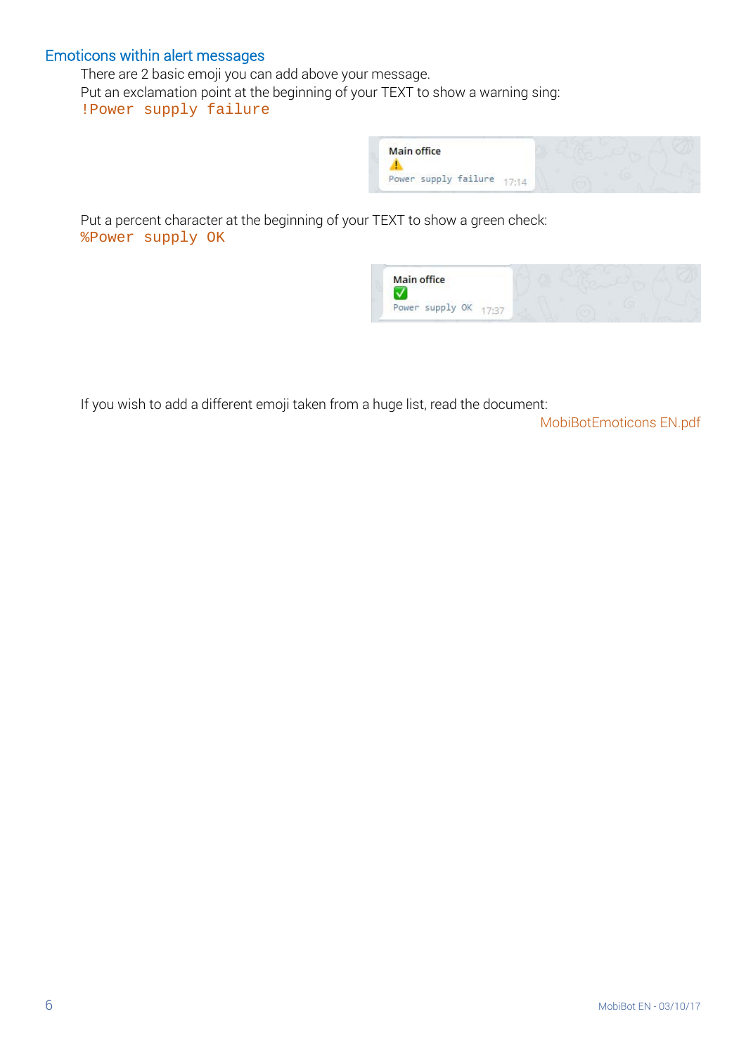## Emoticons within alert messages

There are 2 basic emoji you can add above your message.

Put an exclamation point at the beginning of your TEXT to show a warning sing:

`!Power supply failure`

Main office
⚠️
Power supply failure 17:14

Put a percent character at the beginning of your TEXT to show a green check:

`%Power supply OK`

Main office
✅
Power supply OK 17:37

If you wish to add a different emoji taken from a huge list, read the document:

MobiBotEmoticons EN.pdf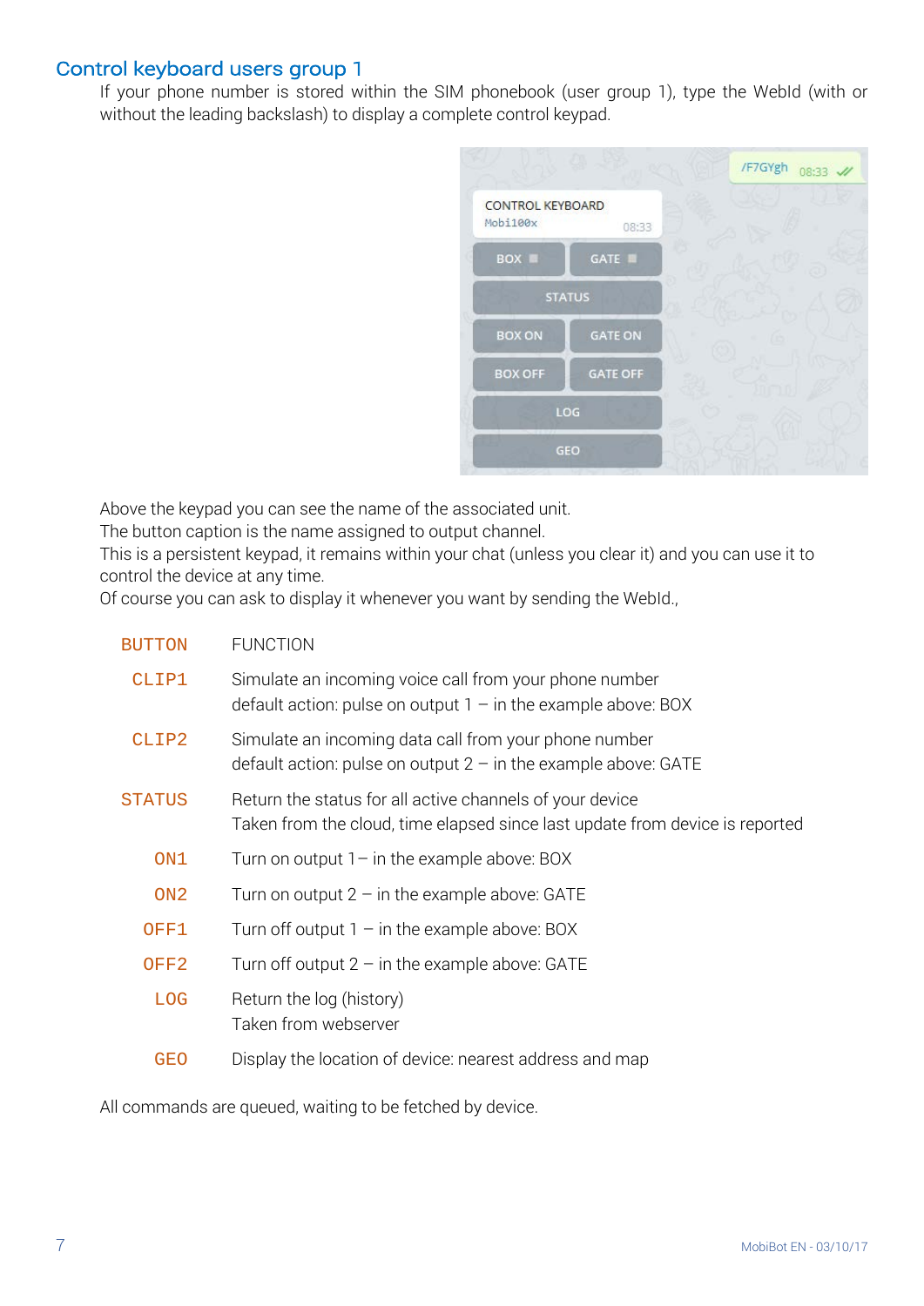## Control keyboard users group 1

If your phone number is stored within the SIM phonebook (user group 1), type the WebId (with or without the leading backslash) to display a complete control keypad.

Above the keypad you can see the name of the associated unit.
The button caption is the name assigned to output channel.
This is a persistent keypad, it remains within your chat (unless you clear it) and you can use it to control the device at any time.
Of course you can ask to display it whenever you want by sending the WebId.,

| BUTTON | FUNCTION |
|---|---|
| CLIP1 | Simulate an incoming voice call from your phone number<br>default action: pulse on output 1 – in the example above: BOX |
| CLIP2 | Simulate an incoming data call from your phone number<br>default action: pulse on output 2 – in the example above: GATE |
| STATUS | Return the status for all active channels of your device<br>Taken from the cloud, time elapsed since last update from device is reported |
| ON1 | Turn on output 1– in the example above: BOX |
| ON2 | Turn on output 2 – in the example above: GATE |
| OFF1 | Turn off output 1 – in the example above: BOX |
| OFF2 | Turn off output 2 – in the example above: GATE |
| LOG | Return the log (history)<br>Taken from webserver |
| GEO | Display the location of device: nearest address and map |

All commands are queued, waiting to be fetched by device.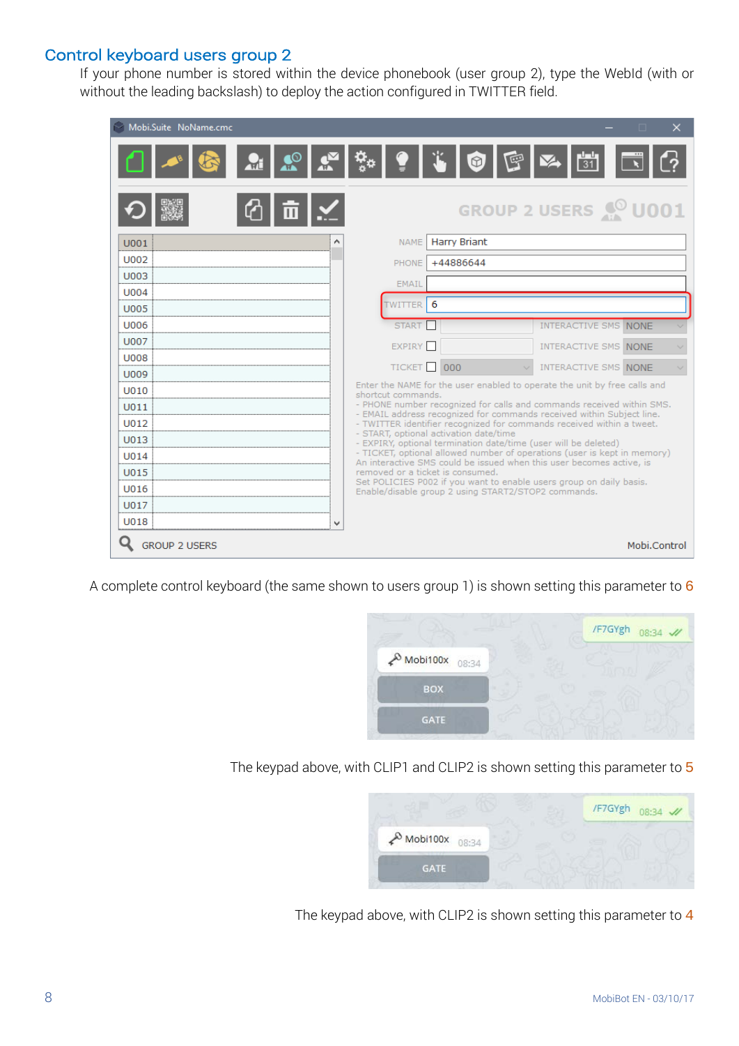## Control keyboard users group 2

If your phone number is stored within the device phonebook (user group 2), type the WebId (with or without the leading backslash) to deploy the action configured in TWITTER field.

A complete control keyboard (the same shown to users group 1) is shown setting this parameter to 6

The keypad above, with CLIP1 and CLIP2 is shown setting this parameter to 5

The keypad above, with CLIP2 is shown setting this parameter to 4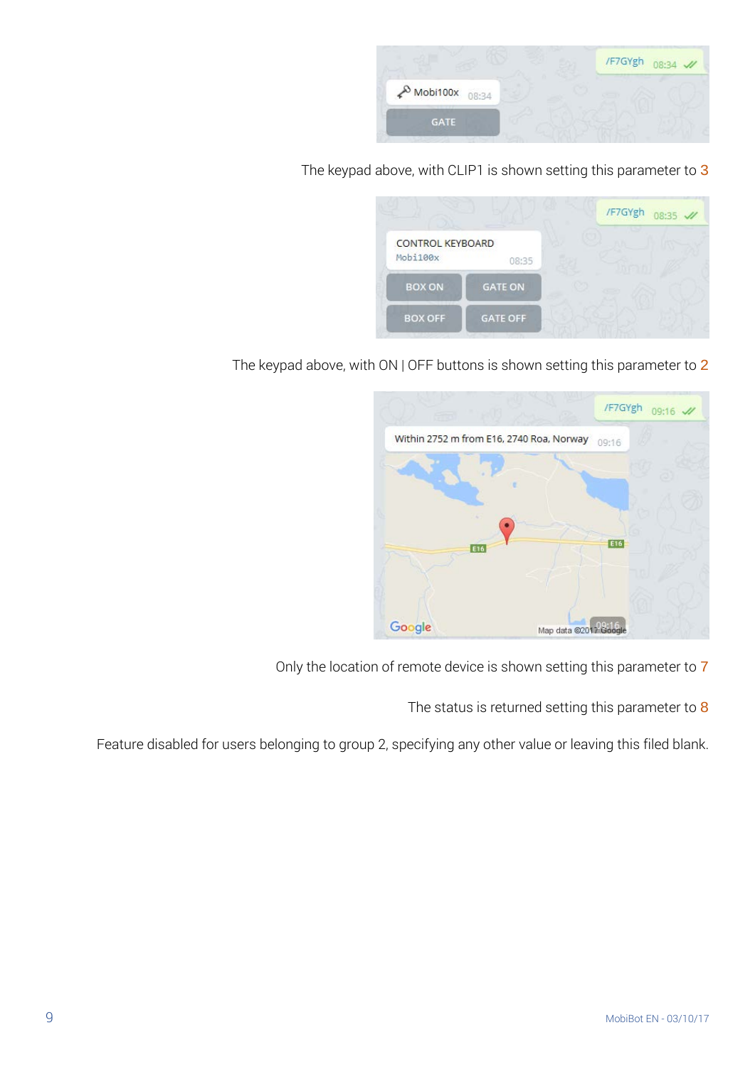The keypad above, with CLIP1 is shown setting this parameter to 3

The keypad above, with ON | OFF buttons is shown setting this parameter to 2

Only the location of remote device is shown setting this parameter to 7

The status is returned setting this parameter to 8

Feature disabled for users belonging to group 2, specifying any other value or leaving this filed blank.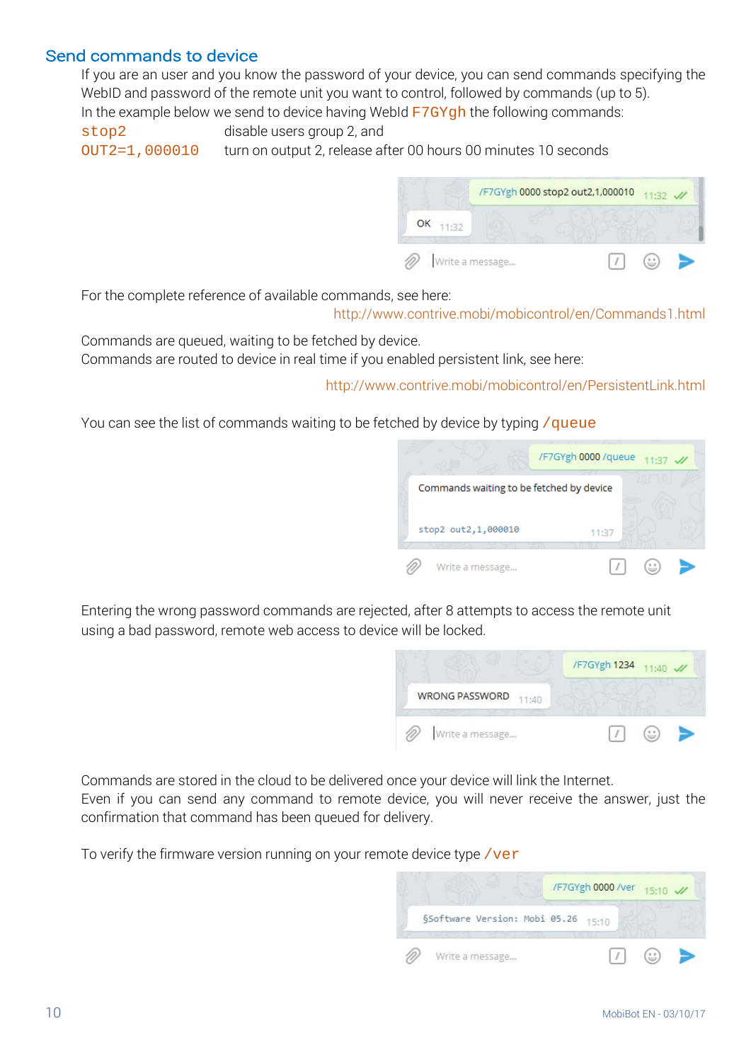## Send commands to device

If you are an user and you know the password of your device, you can send commands specifying the WebID and password of the remote unit you want to control, followed by commands (up to 5).
In the example below we send to device having WebId F7GYgh the following commands:

| | |
|---|---|
| stop2 | disable users group 2, and |
| OUT2=1,000010 | turn on output 2, release after 00 hours 00 minutes 10 seconds |

/F7GYgh 0000 stop2 out2,1,000010 11:32

OK 11:32

Write a message...

For the complete reference of available commands, see here:
http://www.contrive.mobi/mobicontrol/en/Commands1.html

Commands are queued, waiting to be fetched by device.
Commands are routed to device in real time if you enabled persistent link, see here:

http://www.contrive.mobi/mobicontrol/en/PersistentLink.html

You can see the list of commands waiting to be fetched by device by typing /queue

/F7GYgh 0000 /queue 11:37

Commands waiting to be fetched by device

stop2 out2,1,000010 11:37

Write a message...

Entering the wrong password commands are rejected, after 8 attempts to access the remote unit using a bad password, remote web access to device will be locked.

/F7GYgh 1234 11:40

WRONG PASSWORD 11:40

Write a message...

Commands are stored in the cloud to be delivered once your device will link the Internet.
Even if you can send any command to remote device, you will never receive the answer, just the confirmation that command has been queued for delivery.

To verify the firmware version running on your remote device type /ver

/F7GYgh 0000 /ver 15:10

§Software Version: Mobi 05.26 15:10

Write a message...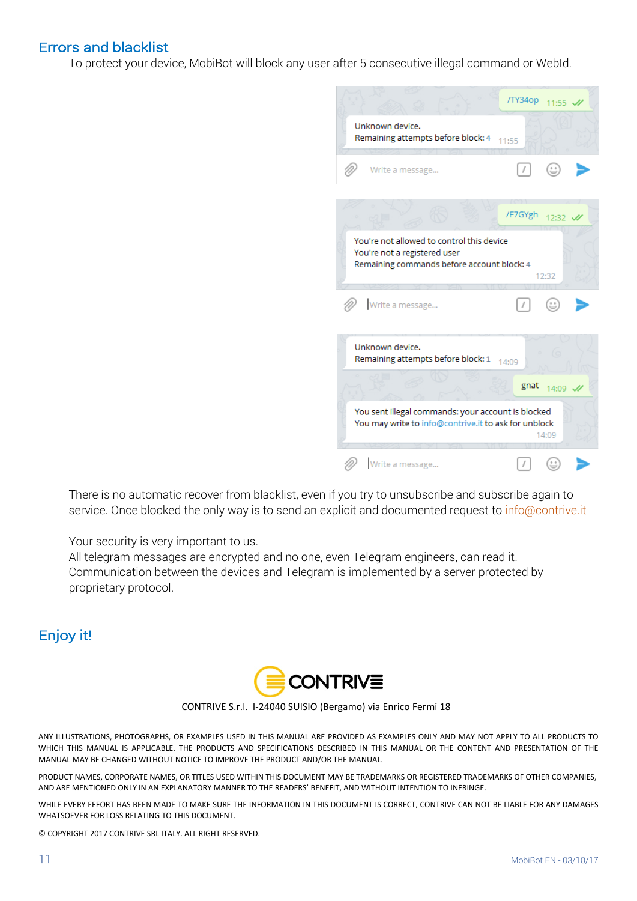## Errors and blacklist

To protect your device, MobiBot will block any user after 5 consecutive illegal command or WebId.

/TY34op 11:55

Unknown device.
Remaining attempts before block: 4 11:55

Write a message...

/F7GYgh 12:32

You're not allowed to control this device
You're not a registered user
Remaining commands before account block: 4
12:32

Write a message...

Unknown device.
Remaining attempts before block: 1 14:09

gnat 14:09

You sent illegal commands: your account is blocked
You may write to info@contrive.it to ask for unblock
14:09

Write a message...

There is no automatic recover from blacklist, even if you try to unsubscribe and subscribe again to service. Once blocked the only way is to send an explicit and documented request to info@contrive.it

Your security is very important to us.
All telegram messages are encrypted and no one, even Telegram engineers, can read it.
Communication between the devices and Telegram is implemented by a server protected by proprietary protocol.

## Enjoy it!

CONTRIVE

CONTRIVE S.r.l. I-24040 SUISIO (Bergamo) via Enrico Fermi 18

---

ANY ILLUSTRATIONS, PHOTOGRAPHS, OR EXAMPLES USED IN THIS MANUAL ARE PROVIDED AS EXAMPLES ONLY AND MAY NOT APPLY TO ALL PRODUCTS TO WHICH THIS MANUAL IS APPLICABLE. THE PRODUCTS AND SPECIFICATIONS DESCRIBED IN THIS MANUAL OR THE CONTENT AND PRESENTATION OF THE MANUAL MAY BE CHANGED WITHOUT NOTICE TO IMPROVE THE PRODUCT AND/OR THE MANUAL.

PRODUCT NAMES, CORPORATE NAMES, OR TITLES USED WITHIN THIS DOCUMENT MAY BE TRADEMARKS OR REGISTERED TRADEMARKS OF OTHER COMPANIES, AND ARE MENTIONED ONLY IN AN EXPLANATORY MANNER TO THE READERS' BENEFIT, AND WITHOUT INTENTION TO INFRINGE.

WHILE EVERY EFFORT HAS BEEN MADE TO MAKE SURE THE INFORMATION IN THIS DOCUMENT IS CORRECT, CONTRIVE CAN NOT BE LIABLE FOR ANY DAMAGES WHATSOEVER FOR LOSS RELATING TO THIS DOCUMENT.

© COPYRIGHT 2017 CONTRIVE SRL ITALY. ALL RIGHT RESERVED.